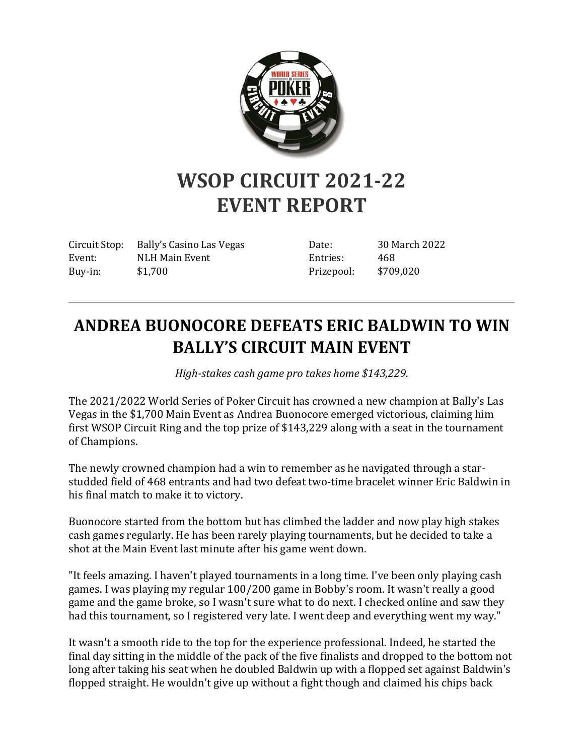# WSOP CIRCUIT 2021-22
# EVENT REPORT

| | | | |
|---|---|---|---|
| Circuit Stop: | Bally's Casino Las Vegas | Date: | 30 March 2022 |
| Event: | NLH Main Event | Entries: | 468 |
| Buy-in: | $1,700 | Prizepool: | $709,020 |

---

## ANDREA BUONOCORE DEFEATS ERIC BALDWIN TO WIN BALLY'S CIRCUIT MAIN EVENT

*High-stakes cash game pro takes home $143,229.*

The 2021/2022 World Series of Poker Circuit has crowned a new champion at Bally's Las Vegas in the $1,700 Main Event as Andrea Buonocore emerged victorious, claiming him first WSOP Circuit Ring and the top prize of $143,229 along with a seat in the tournament of Champions.

The newly crowned champion had a win to remember as he navigated through a star-studded field of 468 entrants and had two defeat two-time bracelet winner Eric Baldwin in his final match to make it to victory.

Buonocore started from the bottom but has climbed the ladder and now play high stakes cash games regularly. He has been rarely playing tournaments, but he decided to take a shot at the Main Event last minute after his game went down.

"It feels amazing. I haven't played tournaments in a long time. I've been only playing cash games. I was playing my regular 100/200 game in Bobby's room. It wasn't really a good game and the game broke, so I wasn't sure what to do next. I checked online and saw they had this tournament, so I registered very late. I went deep and everything went my way."

It wasn't a smooth ride to the top for the experience professional. Indeed, he started the final day sitting in the middle of the pack of the five finalists and dropped to the bottom not long after taking his seat when he doubled Baldwin up with a flopped set against Baldwin's flopped straight. He wouldn't give up without a fight though and claimed his chips back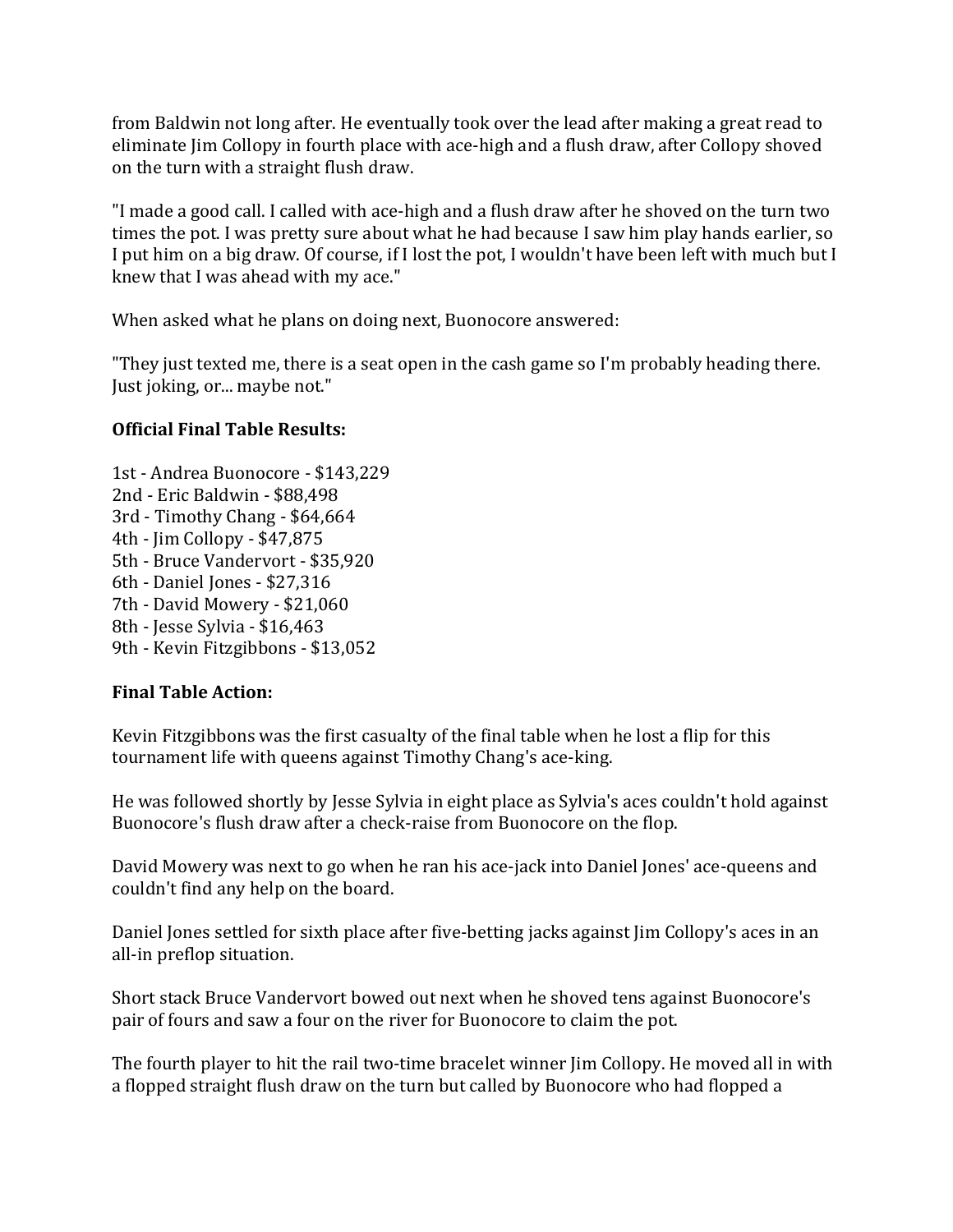from Baldwin not long after. He eventually took over the lead after making a great read to eliminate Jim Collopy in fourth place with ace-high and a flush draw, after Collopy shoved on the turn with a straight flush draw.

"I made a good call. I called with ace-high and a flush draw after he shoved on the turn two times the pot. I was pretty sure about what he had because I saw him play hands earlier, so I put him on a big draw. Of course, if I lost the pot, I wouldn't have been left with much but I knew that I was ahead with my ace."

When asked what he plans on doing next, Buonocore answered:

"They just texted me, there is a seat open in the cash game so I'm probably heading there. Just joking, or... maybe not."

**Official Final Table Results:**

1st - Andrea Buonocore - $143,229
2nd - Eric Baldwin - $88,498
3rd - Timothy Chang - $64,664
4th - Jim Collopy - $47,875
5th - Bruce Vandervort - $35,920
6th - Daniel Jones - $27,316
7th - David Mowery - $21,060
8th - Jesse Sylvia - $16,463
9th - Kevin Fitzgibbons - $13,052

**Final Table Action:**

Kevin Fitzgibbons was the first casualty of the final table when he lost a flip for this tournament life with queens against Timothy Chang's ace-king.

He was followed shortly by Jesse Sylvia in eight place as Sylvia's aces couldn't hold against Buonocore's flush draw after a check-raise from Buonocore on the flop.

David Mowery was next to go when he ran his ace-jack into Daniel Jones' ace-queens and couldn't find any help on the board.

Daniel Jones settled for sixth place after five-betting jacks against Jim Collopy's aces in an all-in preflop situation.

Short stack Bruce Vandervort bowed out next when he shoved tens against Buonocore's pair of fours and saw a four on the river for Buonocore to claim the pot.

The fourth player to hit the rail two-time bracelet winner Jim Collopy. He moved all in with a flopped straight flush draw on the turn but called by Buonocore who had flopped a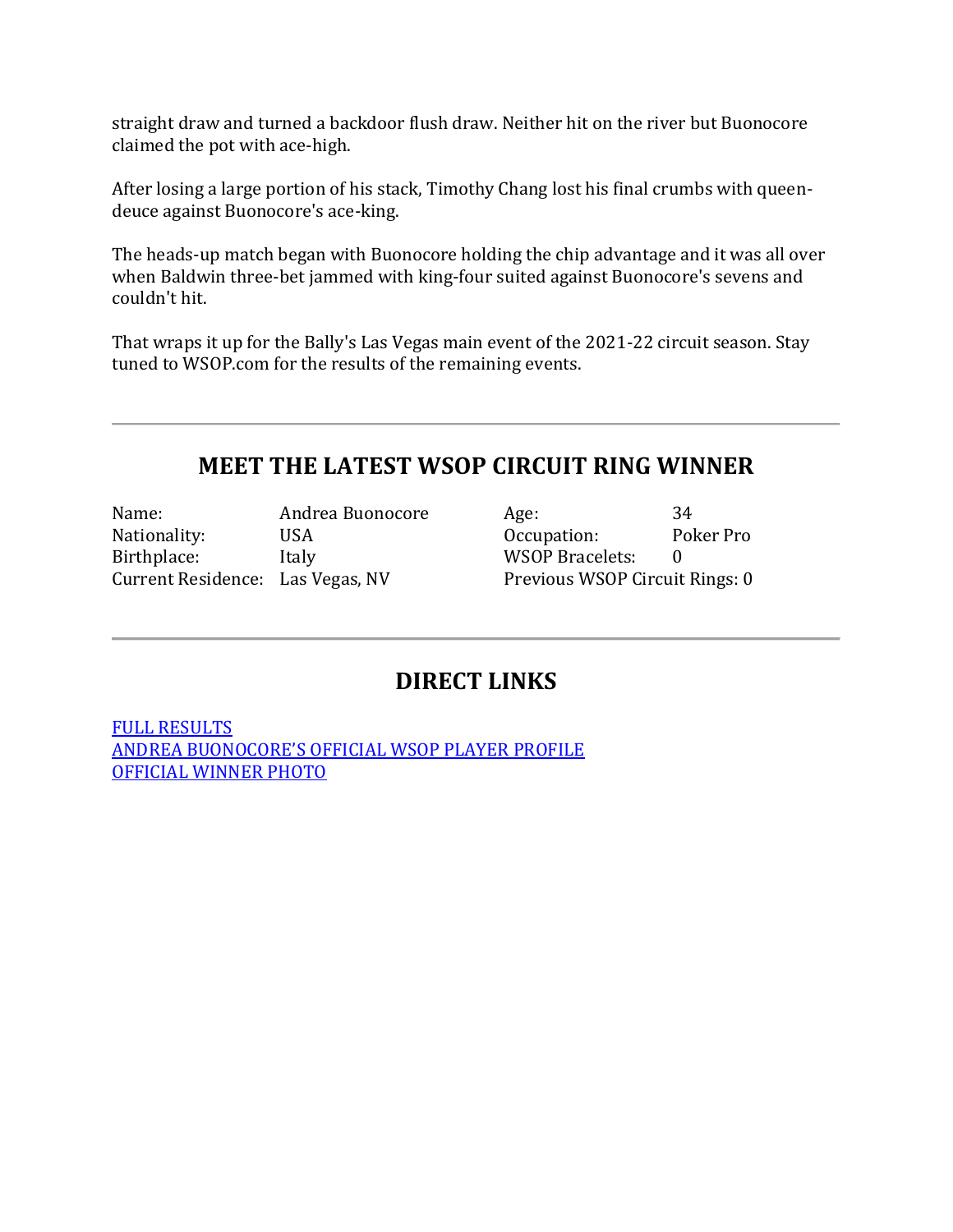straight draw and turned a backdoor flush draw. Neither hit on the river but Buonocore claimed the pot with ace-high.

After losing a large portion of his stack, Timothy Chang lost his final crumbs with queen-deuce against Buonocore's ace-king.

The heads-up match began with Buonocore holding the chip advantage and it was all over when Baldwin three-bet jammed with king-four suited against Buonocore's sevens and couldn't hit.

That wraps it up for the Bally's Las Vegas main event of the 2021-22 circuit season. Stay tuned to WSOP.com for the results of the remaining events.

---

## MEET THE LATEST WSOP CIRCUIT RING WINNER

| | | | |
|---|---|---|---|
| Name: | Andrea Buonocore | Age: | 34 |
| Nationality: | USA | Occupation: | Poker Pro |
| Birthplace: | Italy | WSOP Bracelets: | 0 |
| Current Residence: | Las Vegas, NV | Previous WSOP Circuit Rings: 0 | |

---

## DIRECT LINKS

[FULL RESULTS]
[ANDREA BUONOCORE'S OFFICIAL WSOP PLAYER PROFILE]
[OFFICIAL WINNER PHOTO]